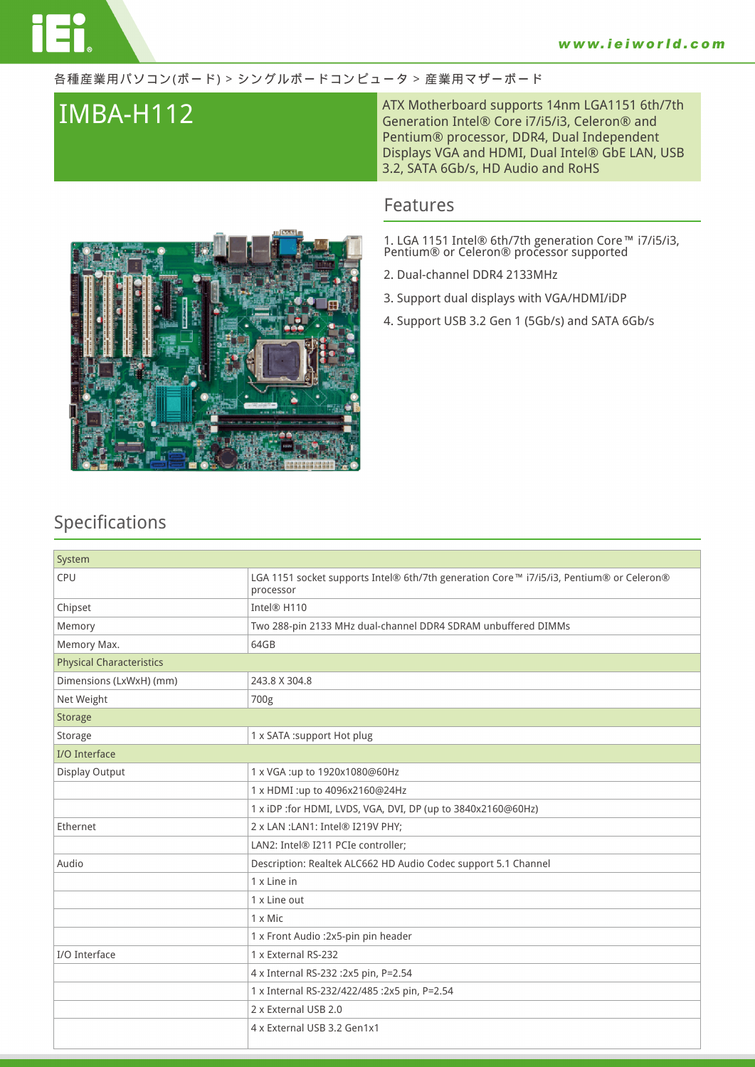各種産業用パソコン(ボード) > シングルボードコンピュータ > 産業用マザーボード

# IMBA-H112

ATX Motherboard supports 14nm LGA1151 6th/7th Generation Intel® Core i7/i5/i3, Celeron® and Pentium® processor, DDR4, Dual Independent Displays VGA and HDMI, Dual Intel® GbE LAN, USB 3.2, SATA 6Gb/s, HD Audio and RoHS

## Features

1. LGA 1151 Intel® 6th/7th generation Core™ i7/i5/i3, Pentium® or Celeron® processor supported
2. Dual-channel DDR4 2133MHz
3. Support dual displays with VGA/HDMI/iDP
4. Support USB 3.2 Gen 1 (5Gb/s) and SATA 6Gb/s

## Specifications

| System | |
|---|---|
| CPU | LGA 1151 socket supports Intel® 6th/7th generation Core™ i7/i5/i3, Pentium® or Celeron® processor |
| Chipset | Intel® H110 |
| Memory | Two 288-pin 2133 MHz dual-channel DDR4 SDRAM unbuffered DIMMs |
| Memory Max. | 64GB |
| **Physical Characteristics** | |
| Dimensions (LxWxH) (mm) | 243.8 X 304.8 |
| Net Weight | 700g |
| **Storage** | |
| Storage | 1 x SATA :support Hot plug |
| **I/O Interface** | |
| Display Output | 1 x VGA :up to 1920x1080@60Hz |
| | 1 x HDMI :up to 4096x2160@24Hz |
| | 1 x iDP :for HDMI, LVDS, VGA, DVI, DP (up to 3840x2160@60Hz) |
| Ethernet | 2 x LAN :LAN1: Intel® I219V PHY; |
| | LAN2: Intel® I211 PCIe controller; |
| Audio | Description: Realtek ALC662 HD Audio Codec support 5.1 Channel |
| | 1 x Line in |
| | 1 x Line out |
| | 1 x Mic |
| | 1 x Front Audio :2x5-pin pin header |
| I/O Interface | 1 x External RS-232 |
| | 4 x Internal RS-232 :2x5 pin, P=2.54 |
| | 1 x Internal RS-232/422/485 :2x5 pin, P=2.54 |
| | 2 x External USB 2.0 |
| | 4 x External USB 3.2 Gen1x1 |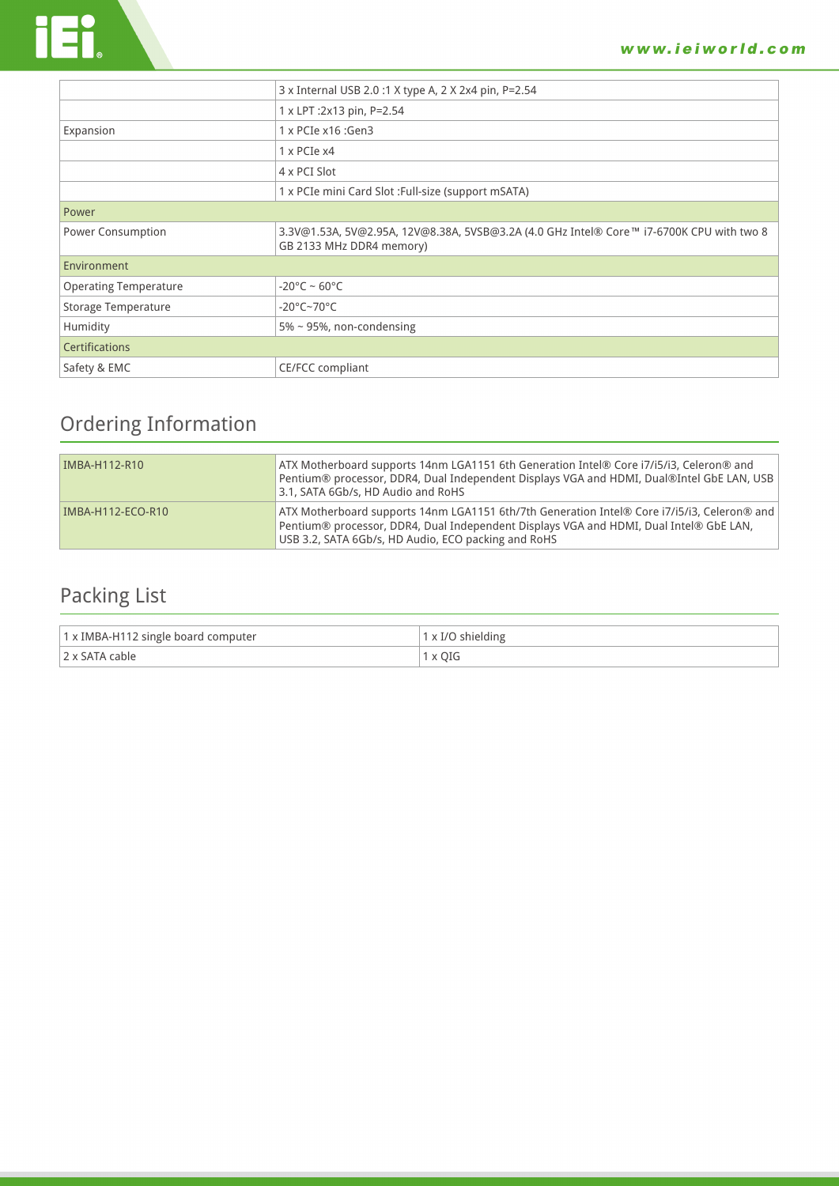| | |
|---|---|
| | 3 x Internal USB 2.0 :1 X type A, 2 X 2x4 pin, P=2.54 |
| | 1 x LPT :2x13 pin, P=2.54 |
| Expansion | 1 x PCIe x16 :Gen3 |
| | 1 x PCIe x4 |
| | 4 x PCI Slot |
| | 1 x PCIe mini Card Slot :Full-size (support mSATA) |
| Power | |
| Power Consumption | 3.3V@1.53A, 5V@2.95A, 12V@8.38A, 5VSB@3.2A (4.0 GHz Intel® Core™ i7-6700K CPU with two 8 GB 2133 MHz DDR4 memory) |
| Environment | |
| Operating Temperature | -20°C ~ 60°C |
| Storage Temperature | -20°C~70°C |
| Humidity | 5% ~ 95%, non-condensing |
| Certifications | |
| Safety & EMC | CE/FCC compliant |

## Ordering Information

| | |
|---|---|
| IMBA-H112-R10 | ATX Motherboard supports 14nm LGA1151 6th Generation Intel® Core i7/i5/i3, Celeron® and Pentium® processor, DDR4, Dual Independent Displays VGA and HDMI, Dual®Intel GbE LAN, USB 3.1, SATA 6Gb/s, HD Audio and RoHS |
| IMBA-H112-ECO-R10 | ATX Motherboard supports 14nm LGA1151 6th/7th Generation Intel® Core i7/i5/i3, Celeron® and Pentium® processor, DDR4, Dual Independent Displays VGA and HDMI, Dual Intel® GbE LAN, USB 3.2, SATA 6Gb/s, HD Audio, ECO packing and RoHS |

## Packing List

| | |
|---|---|
| 1 x IMBA-H112 single board computer | 1 x I/O shielding |
| 2 x SATA cable | 1 x QIG |